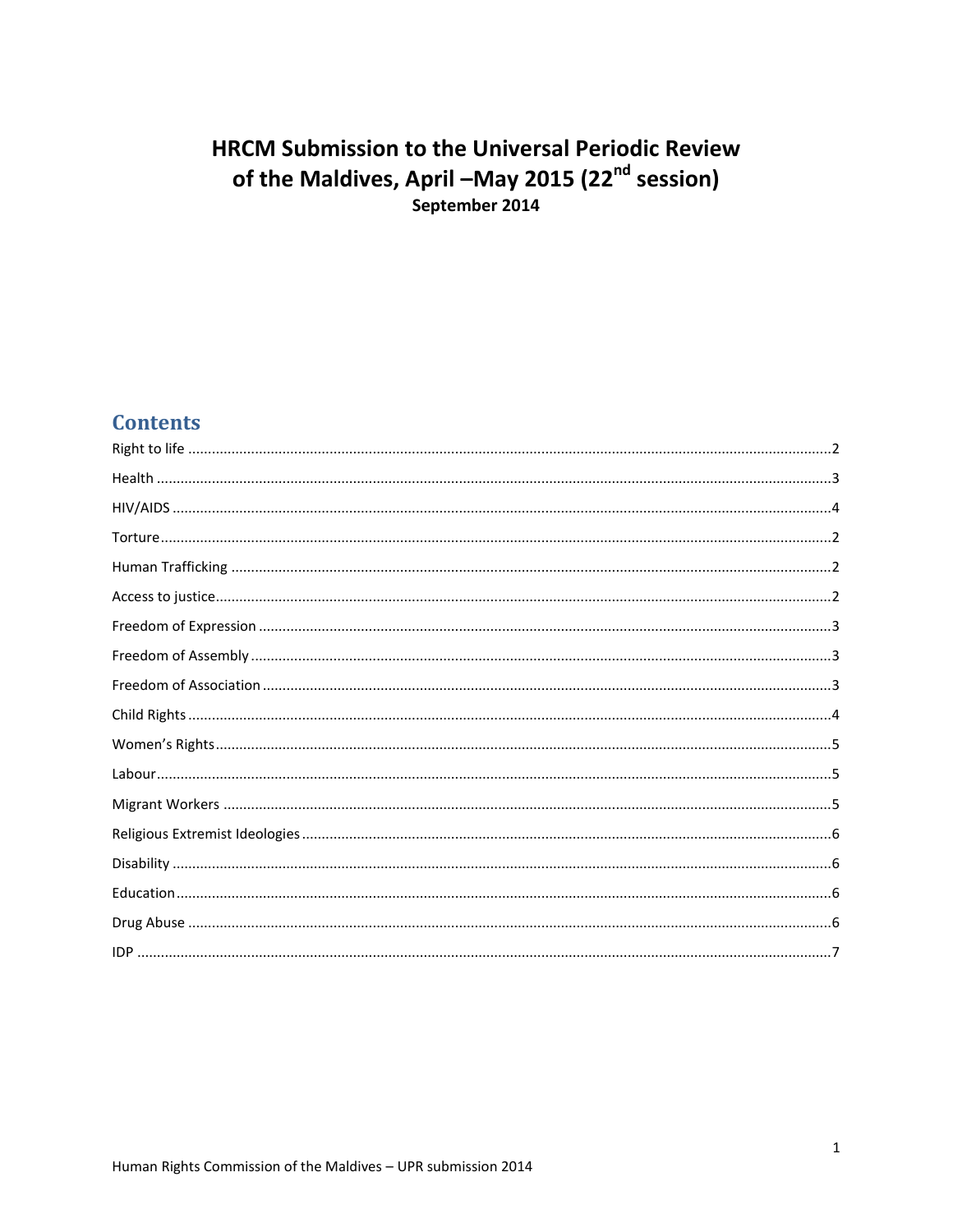# HRCM Submission to the Universal Periodic Review of the Maldives, April –May 2015 (22nd session)

**September 2014**

## Contents

Right to life ....................................................................................................2

Health ....................................................................................................3

HIV/AIDS ....................................................................................................4

Torture ....................................................................................................2

Human Trafficking ....................................................................................................2

Access to justice ....................................................................................................2

Freedom of Expression ....................................................................................................3

Freedom of Assembly ....................................................................................................3

Freedom of Association ....................................................................................................3

Child Rights ....................................................................................................4

Women's Rights ....................................................................................................5

Labour ....................................................................................................5

Migrant Workers ....................................................................................................5

Religious Extremist Ideologies ....................................................................................................6

Disability ....................................................................................................6

Education ....................................................................................................6

Drug Abuse ....................................................................................................6

IDP ....................................................................................................7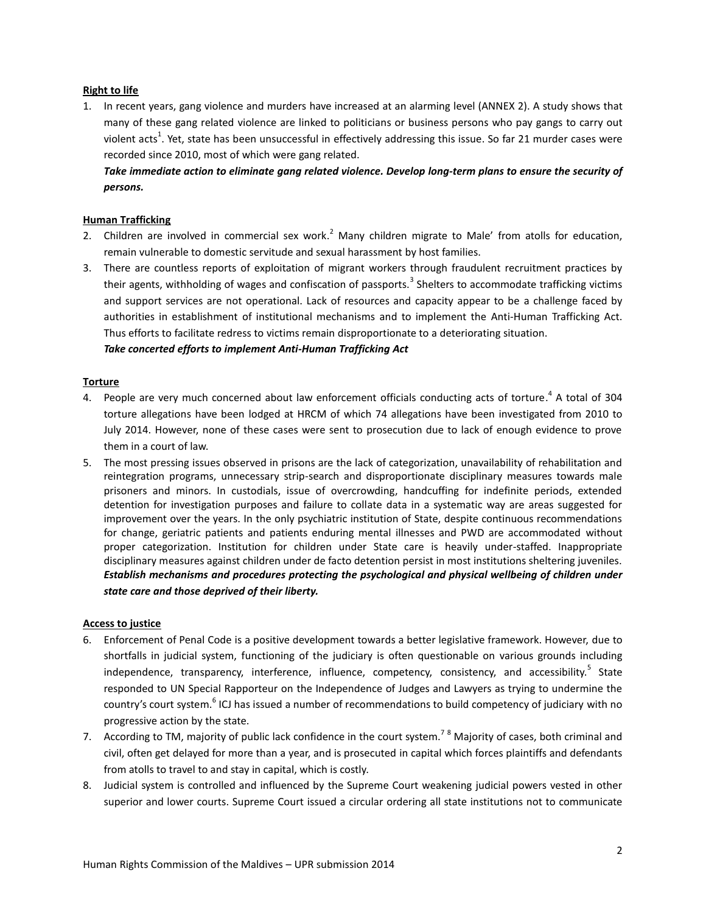**Right to life**

1. In recent years, gang violence and murders have increased at an alarming level (ANNEX 2). A study shows that many of these gang related violence are linked to politicians or business persons who pay gangs to carry out violent acts[1]. Yet, state has been unsuccessful in effectively addressing this issue. So far 21 murder cases were recorded since 2010, most of which were gang related.

   ***Take immediate action to eliminate gang related violence. Develop long-term plans to ensure the security of persons.***

**Human Trafficking**

2. Children are involved in commercial sex work.[2] Many children migrate to Male' from atolls for education, remain vulnerable to domestic servitude and sexual harassment by host families.
3. There are countless reports of exploitation of migrant workers through fraudulent recruitment practices by their agents, withholding of wages and confiscation of passports.[3] Shelters to accommodate trafficking victims and support services are not operational. Lack of resources and capacity appear to be a challenge faced by authorities in establishment of institutional mechanisms and to implement the Anti-Human Trafficking Act. Thus efforts to facilitate redress to victims remain disproportionate to a deteriorating situation.

   ***Take concerted efforts to implement Anti-Human Trafficking Act***

**Torture**

4. People are very much concerned about law enforcement officials conducting acts of torture.[4] A total of 304 torture allegations have been lodged at HRCM of which 74 allegations have been investigated from 2010 to July 2014. However, none of these cases were sent to prosecution due to lack of enough evidence to prove them in a court of law.
5. The most pressing issues observed in prisons are the lack of categorization, unavailability of rehabilitation and reintegration programs, unnecessary strip-search and disproportionate disciplinary measures towards male prisoners and minors. In custodials, issue of overcrowding, handcuffing for indefinite periods, extended detention for investigation purposes and failure to collate data in a systematic way are areas suggested for improvement over the years. In the only psychiatric institution of State, despite continuous recommendations for change, geriatric patients and patients enduring mental illnesses and PWD are accommodated without proper categorization. Institution for children under State care is heavily under-staffed. Inappropriate disciplinary measures against children under de facto detention persist in most institutions sheltering juveniles.

   ***Establish mechanisms and procedures protecting the psychological and physical wellbeing of children under state care and those deprived of their liberty.***

**Access to justice**

6. Enforcement of Penal Code is a positive development towards a better legislative framework. However, due to shortfalls in judicial system, functioning of the judiciary is often questionable on various grounds including independence, transparency, interference, influence, competency, consistency, and accessibility.[5] State responded to UN Special Rapporteur on the Independence of Judges and Lawyers as trying to undermine the country's court system.[6] ICJ has issued a number of recommendations to build competency of judiciary with no progressive action by the state.
7. According to TM, majority of public lack confidence in the court system.[7] [8] Majority of cases, both criminal and civil, often get delayed for more than a year, and is prosecuted in capital which forces plaintiffs and defendants from atolls to travel to and stay in capital, which is costly.
8. Judicial system is controlled and influenced by the Supreme Court weakening judicial powers vested in other superior and lower courts. Supreme Court issued a circular ordering all state institutions not to communicate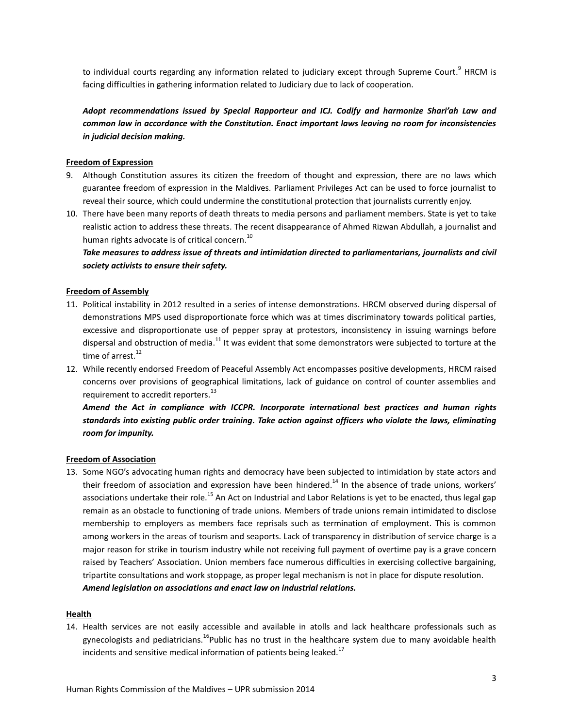to individual courts regarding any information related to judiciary except through Supreme Court.[9] HRCM is facing difficulties in gathering information related to Judiciary due to lack of cooperation.

***Adopt recommendations issued by Special Rapporteur and ICJ. Codify and harmonize Shari'ah Law and common law in accordance with the Constitution. Enact important laws leaving no room for inconsistencies in judicial decision making.***

**Freedom of Expression**

9. Although Constitution assures its citizen the freedom of thought and expression, there are no laws which guarantee freedom of expression in the Maldives. Parliament Privileges Act can be used to force journalist to reveal their source, which could undermine the constitutional protection that journalists currently enjoy.
10. There have been many reports of death threats to media persons and parliament members. State is yet to take realistic action to address these threats. The recent disappearance of Ahmed Rizwan Abdullah, a journalist and human rights advocate is of critical concern.[10]

    ***Take measures to address issue of threats and intimidation directed to parliamentarians, journalists and civil society activists to ensure their safety.***

**Freedom of Assembly**

11. Political instability in 2012 resulted in a series of intense demonstrations. HRCM observed during dispersal of demonstrations MPS used disproportionate force which was at times discriminatory towards political parties, excessive and disproportionate use of pepper spray at protestors, inconsistency in issuing warnings before dispersal and obstruction of media.[11] It was evident that some demonstrators were subjected to torture at the time of arrest.[12]
12. While recently endorsed Freedom of Peaceful Assembly Act encompasses positive developments, HRCM raised concerns over provisions of geographical limitations, lack of guidance on control of counter assemblies and requirement to accredit reporters.[13]

    ***Amend the Act in compliance with ICCPR. Incorporate international best practices and human rights standards into existing public order training. Take action against officers who violate the laws, eliminating room for impunity.***

**Freedom of Association**

13. Some NGO's advocating human rights and democracy have been subjected to intimidation by state actors and their freedom of association and expression have been hindered.[14] In the absence of trade unions, workers' associations undertake their role.[15] An Act on Industrial and Labor Relations is yet to be enacted, thus legal gap remain as an obstacle to functioning of trade unions. Members of trade unions remain intimidated to disclose membership to employers as members face reprisals such as termination of employment. This is common among workers in the areas of tourism and seaports. Lack of transparency in distribution of service charge is a major reason for strike in tourism industry while not receiving full payment of overtime pay is a grave concern raised by Teachers' Association. Union members face numerous difficulties in exercising collective bargaining, tripartite consultations and work stoppage, as proper legal mechanism is not in place for dispute resolution.

    ***Amend legislation on associations and enact law on industrial relations.***

**Health**

14. Health services are not easily accessible and available in atolls and lack healthcare professionals such as gynecologists and pediatricians.[16]Public has no trust in the healthcare system due to many avoidable health incidents and sensitive medical information of patients being leaked.[17]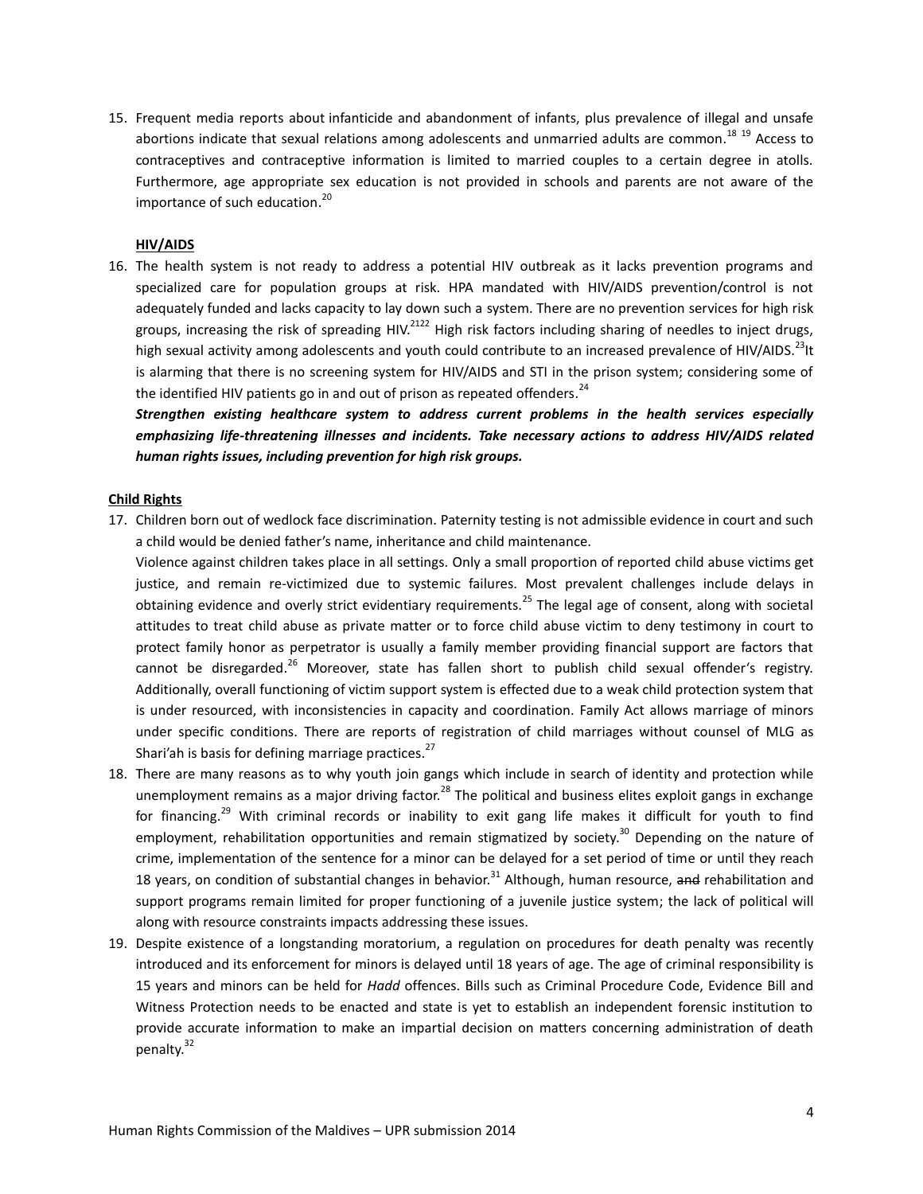15. Frequent media reports about infanticide and abandonment of infants, plus prevalence of illegal and unsafe abortions indicate that sexual relations among adolescents and unmarried adults are common.[18] [19] Access to contraceptives and contraceptive information is limited to married couples to a certain degree in atolls. Furthermore, age appropriate sex education is not provided in schools and parents are not aware of the importance of such education.[20]

**HIV/AIDS**

16. The health system is not ready to address a potential HIV outbreak as it lacks prevention programs and specialized care for population groups at risk. HPA mandated with HIV/AIDS prevention/control is not adequately funded and lacks capacity to lay down such a system. There are no prevention services for high risk groups, increasing the risk of spreading HIV.[21][22] High risk factors including sharing of needles to inject drugs, high sexual activity among adolescents and youth could contribute to an increased prevalence of HIV/AIDS.[23]It is alarming that there is no screening system for HIV/AIDS and STI in the prison system; considering some of the identified HIV patients go in and out of prison as repeated offenders.[24]

    ***Strengthen existing healthcare system to address current problems in the health services especially emphasizing life-threatening illnesses and incidents. Take necessary actions to address HIV/AIDS related human rights issues, including prevention for high risk groups.***

**Child Rights**

17. Children born out of wedlock face discrimination. Paternity testing is not admissible evidence in court and such a child would be denied father's name, inheritance and child maintenance.

    Violence against children takes place in all settings. Only a small proportion of reported child abuse victims get justice, and remain re-victimized due to systemic failures. Most prevalent challenges include delays in obtaining evidence and overly strict evidentiary requirements.[25] The legal age of consent, along with societal attitudes to treat child abuse as private matter or to force child abuse victim to deny testimony in court to protect family honor as perpetrator is usually a family member providing financial support are factors that cannot be disregarded.[26] Moreover, state has fallen short to publish child sexual offender's registry. Additionally, overall functioning of victim support system is effected due to a weak child protection system that is under resourced, with inconsistencies in capacity and coordination. Family Act allows marriage of minors under specific conditions. There are reports of registration of child marriages without counsel of MLG as Shari'ah is basis for defining marriage practices.[27]

18. There are many reasons as to why youth join gangs which include in search of identity and protection while unemployment remains as a major driving factor.[28] The political and business elites exploit gangs in exchange for financing.[29] With criminal records or inability to exit gang life makes it difficult for youth to find employment, rehabilitation opportunities and remain stigmatized by society.[30] Depending on the nature of crime, implementation of the sentence for a minor can be delayed for a set period of time or until they reach 18 years, on condition of substantial changes in behavior.[31] Although, human resource, ~~and~~ rehabilitation and support programs remain limited for proper functioning of a juvenile justice system; the lack of political will along with resource constraints impacts addressing these issues.

19. Despite existence of a longstanding moratorium, a regulation on procedures for death penalty was recently introduced and its enforcement for minors is delayed until 18 years of age. The age of criminal responsibility is 15 years and minors can be held for *Hadd* offences. Bills such as Criminal Procedure Code, Evidence Bill and Witness Protection needs to be enacted and state is yet to establish an independent forensic institution to provide accurate information to make an impartial decision on matters concerning administration of death penalty.[32]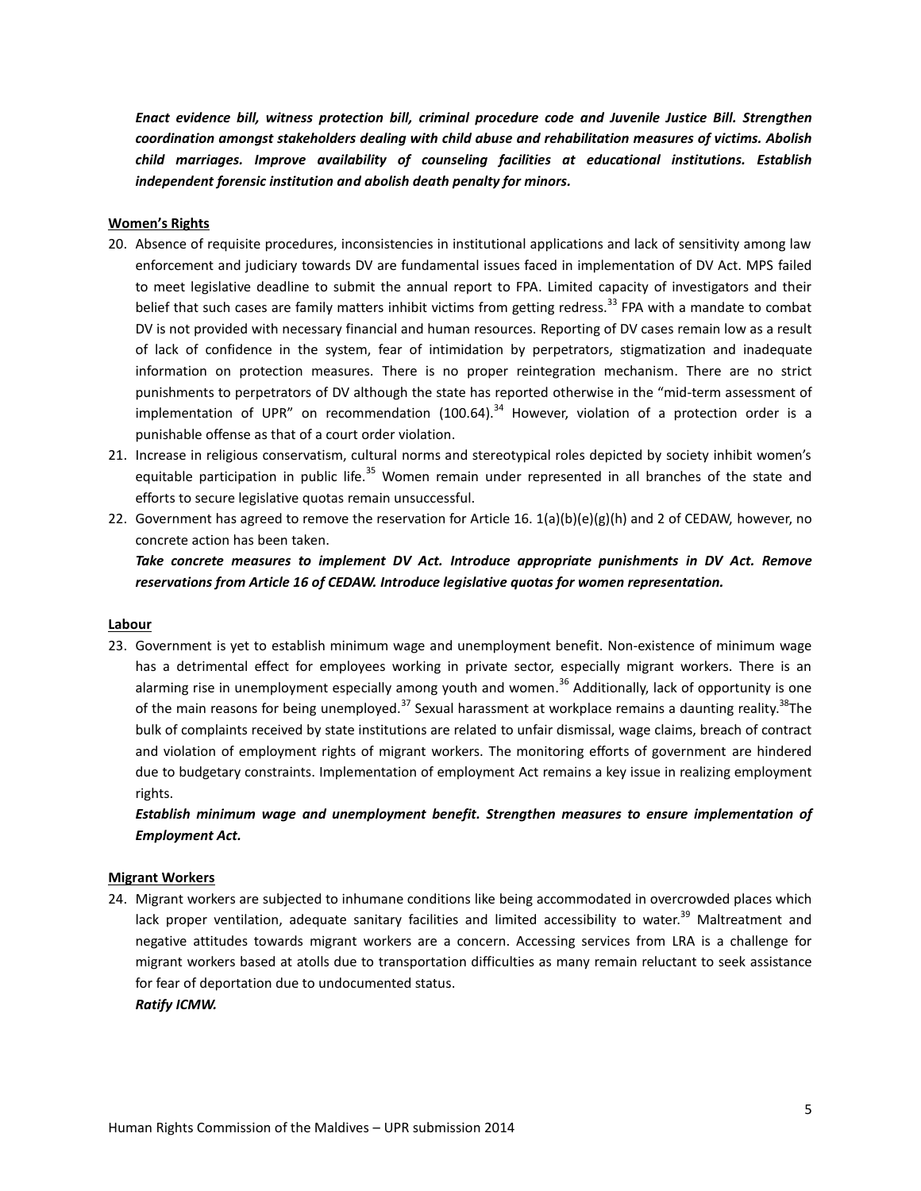***Enact evidence bill, witness protection bill, criminal procedure code and Juvenile Justice Bill. Strengthen coordination amongst stakeholders dealing with child abuse and rehabilitation measures of victims. Abolish child marriages. Improve availability of counseling facilities at educational institutions. Establish independent forensic institution and abolish death penalty for minors.***

**Women's Rights**

20. Absence of requisite procedures, inconsistencies in institutional applications and lack of sensitivity among law enforcement and judiciary towards DV are fundamental issues faced in implementation of DV Act. MPS failed to meet legislative deadline to submit the annual report to FPA. Limited capacity of investigators and their belief that such cases are family matters inhibit victims from getting redress.[33] FPA with a mandate to combat DV is not provided with necessary financial and human resources. Reporting of DV cases remain low as a result of lack of confidence in the system, fear of intimidation by perpetrators, stigmatization and inadequate information on protection measures. There is no proper reintegration mechanism. There are no strict punishments to perpetrators of DV although the state has reported otherwise in the "mid-term assessment of implementation of UPR" on recommendation (100.64).[34] However, violation of a protection order is a punishable offense as that of a court order violation.
21. Increase in religious conservatism, cultural norms and stereotypical roles depicted by society inhibit women's equitable participation in public life.[35] Women remain under represented in all branches of the state and efforts to secure legislative quotas remain unsuccessful.
22. Government has agreed to remove the reservation for Article 16. 1(a)(b)(e)(g)(h) and 2 of CEDAW, however, no concrete action has been taken.

    ***Take concrete measures to implement DV Act. Introduce appropriate punishments in DV Act. Remove reservations from Article 16 of CEDAW. Introduce legislative quotas for women representation.***

**Labour**

23. Government is yet to establish minimum wage and unemployment benefit. Non-existence of minimum wage has a detrimental effect for employees working in private sector, especially migrant workers. There is an alarming rise in unemployment especially among youth and women.[36] Additionally, lack of opportunity is one of the main reasons for being unemployed.[37] Sexual harassment at workplace remains a daunting reality.[38]The bulk of complaints received by state institutions are related to unfair dismissal, wage claims, breach of contract and violation of employment rights of migrant workers. The monitoring efforts of government are hindered due to budgetary constraints. Implementation of employment Act remains a key issue in realizing employment rights.

    ***Establish minimum wage and unemployment benefit. Strengthen measures to ensure implementation of Employment Act.***

**Migrant Workers**

24. Migrant workers are subjected to inhumane conditions like being accommodated in overcrowded places which lack proper ventilation, adequate sanitary facilities and limited accessibility to water.[39] Maltreatment and negative attitudes towards migrant workers are a concern. Accessing services from LRA is a challenge for migrant workers based at atolls due to transportation difficulties as many remain reluctant to seek assistance for fear of deportation due to undocumented status.

    ***Ratify ICMW.***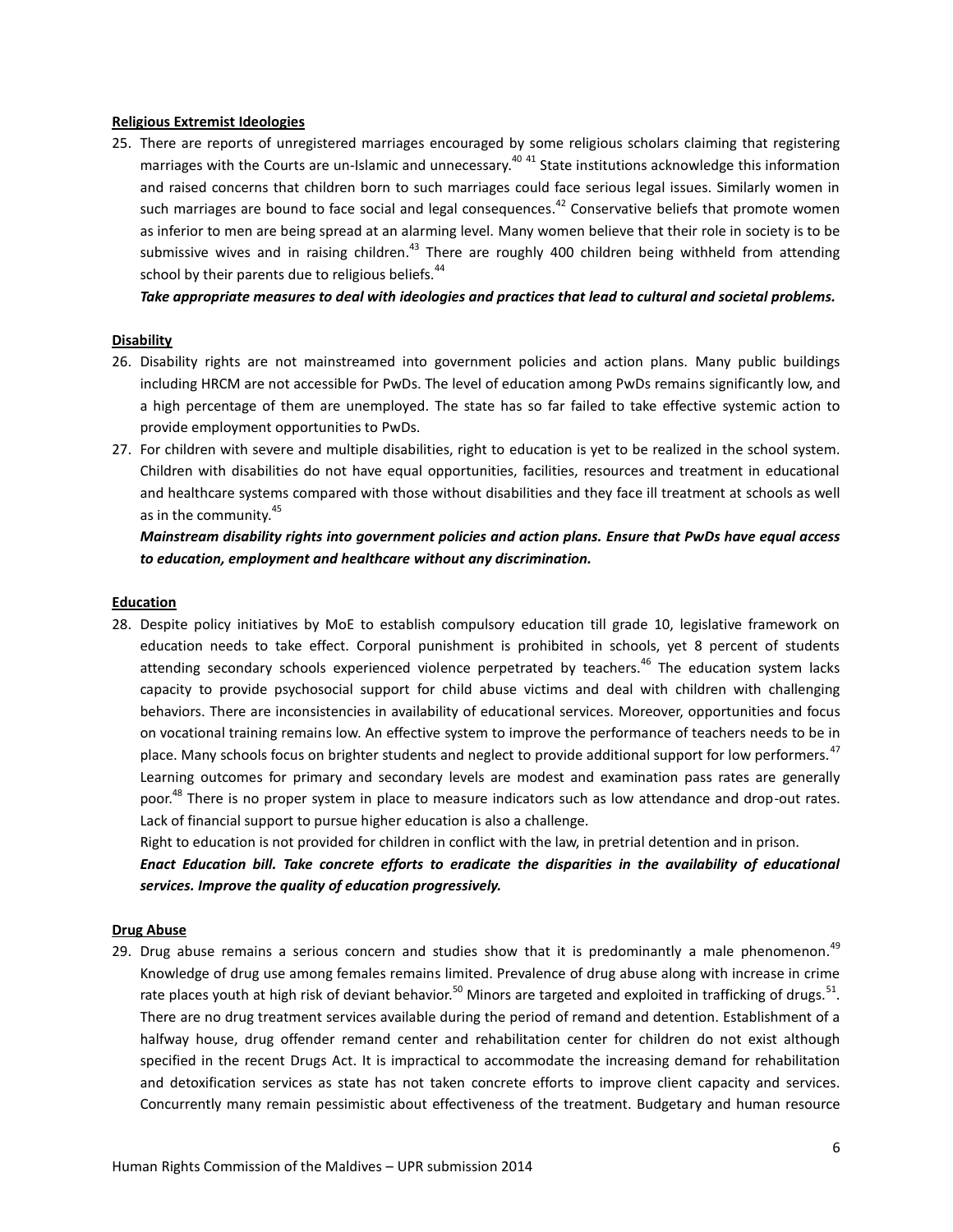**Religious Extremist Ideologies**

25. There are reports of unregistered marriages encouraged by some religious scholars claiming that registering marriages with the Courts are un-Islamic and unnecessary.[40] [41] State institutions acknowledge this information and raised concerns that children born to such marriages could face serious legal issues. Similarly women in such marriages are bound to face social and legal consequences.[42] Conservative beliefs that promote women as inferior to men are being spread at an alarming level. Many women believe that their role in society is to be submissive wives and in raising children.[43] There are roughly 400 children being withheld from attending school by their parents due to religious beliefs.[44]

    ***Take appropriate measures to deal with ideologies and practices that lead to cultural and societal problems.***

**Disability**

26. Disability rights are not mainstreamed into government policies and action plans. Many public buildings including HRCM are not accessible for PwDs. The level of education among PwDs remains significantly low, and a high percentage of them are unemployed. The state has so far failed to take effective systemic action to provide employment opportunities to PwDs.
27. For children with severe and multiple disabilities, right to education is yet to be realized in the school system. Children with disabilities do not have equal opportunities, facilities, resources and treatment in educational and healthcare systems compared with those without disabilities and they face ill treatment at schools as well as in the community.[45]

    ***Mainstream disability rights into government policies and action plans. Ensure that PwDs have equal access to education, employment and healthcare without any discrimination.***

**Education**

28. Despite policy initiatives by MoE to establish compulsory education till grade 10, legislative framework on education needs to take effect. Corporal punishment is prohibited in schools, yet 8 percent of students attending secondary schools experienced violence perpetrated by teachers.[46] The education system lacks capacity to provide psychosocial support for child abuse victims and deal with children with challenging behaviors. There are inconsistencies in availability of educational services. Moreover, opportunities and focus on vocational training remains low. An effective system to improve the performance of teachers needs to be in place. Many schools focus on brighter students and neglect to provide additional support for low performers.[47] Learning outcomes for primary and secondary levels are modest and examination pass rates are generally poor.[48] There is no proper system in place to measure indicators such as low attendance and drop-out rates. Lack of financial support to pursue higher education is also a challenge.

    Right to education is not provided for children in conflict with the law, in pretrial detention and in prison.

    ***Enact Education bill. Take concrete efforts to eradicate the disparities in the availability of educational services. Improve the quality of education progressively.***

**Drug Abuse**

29. Drug abuse remains a serious concern and studies show that it is predominantly a male phenomenon.[49] Knowledge of drug use among females remains limited. Prevalence of drug abuse along with increase in crime rate places youth at high risk of deviant behavior.[50] Minors are targeted and exploited in trafficking of drugs.[51]. There are no drug treatment services available during the period of remand and detention. Establishment of a halfway house, drug offender remand center and rehabilitation center for children do not exist although specified in the recent Drugs Act. It is impractical to accommodate the increasing demand for rehabilitation and detoxification services as state has not taken concrete efforts to improve client capacity and services. Concurrently many remain pessimistic about effectiveness of the treatment. Budgetary and human resource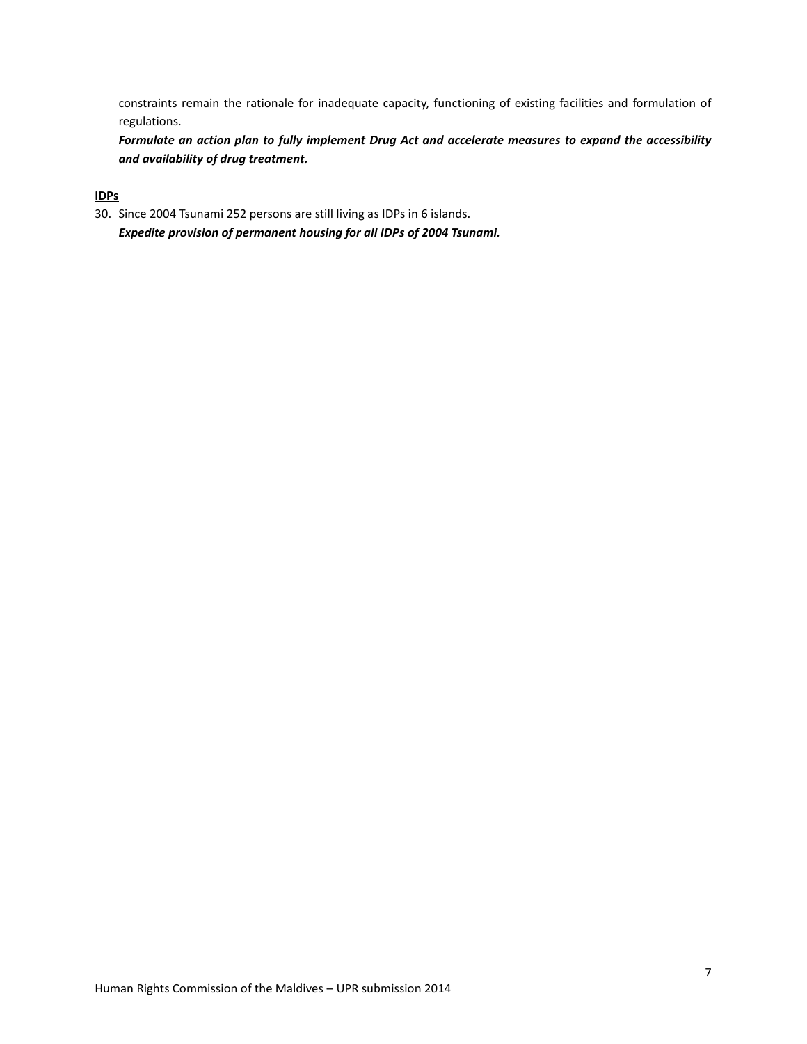constraints remain the rationale for inadequate capacity, functioning of existing facilities and formulation of regulations.

***Formulate an action plan to fully implement Drug Act and accelerate measures to expand the accessibility and availability of drug treatment.***

**IDPs**

30. Since 2004 Tsunami 252 persons are still living as IDPs in 6 islands.
    ***Expedite provision of permanent housing for all IDPs of 2004 Tsunami.***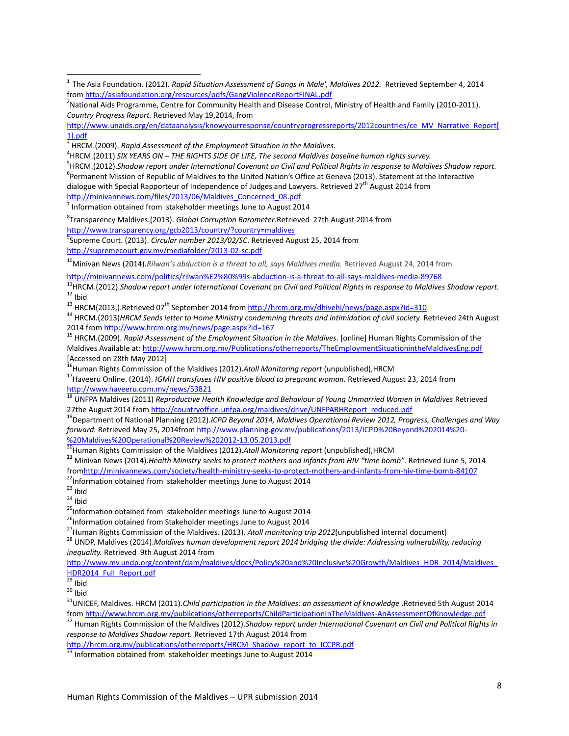[1] The Asia Foundation. (2012). *Rapid Situation Assessment of Gangs in Male', Maldives 2012.* Retrieved September 4, 2014 from http://asiafoundation.org/resources/pdfs/GangViolenceReportFINAL.pdf

[2] National Aids Programme, Centre for Community Health and Disease Control, Ministry of Health and Family (2010-2011). *Country Progress Report.* Retrieved May 19,2014, from http://www.unaids.org/en/dataanalysis/knowyourresponse/countryprogressreports/2012countries/ce_MV_Narrative_Report[1].pdf

[3] HRCM.(2009). *Rapid Assessment of the Employment Situation in the Maldives.*

[4] HRCM.(2011) *SIX YEARS ON – THE RIGHTS SIDE OF LIFE, The second Maldives baseline human rights survey.*

[5] HRCM.(2012).*Shadow report under International Covenant on Civil and Political Rights in response to Maldives Shadow report.*

[6] Permanent Mission of Republic of Maldives to the United Nation's Office at Geneva (2013). Statement at the Interactive dialogue with Special Rapporteur of Independence of Judges and Lawyers. Retrieved 27th August 2014 from http://minivannews.com/files/2013/06/Maldives_Concerned_08.pdf

[7] Information obtained from stakeholder meetings June to August 2014

[8] Transparency Maldives.(2013). *Global Corruption Barometer.*Retrieved 27th August 2014 from http://www.transparency.org/gcb2013/country/?country=maldives

[9] Supreme Court. (2013). *Circular number 2013/02/SC*. Retrieved August 25, 2014 from http://supremecourt.gov.mv/mediafolder/2013-02-sc.pdf

[10] Minivan News (2014).*Rilwan's abduction is a threat to all, says Maldives media.* Retrieved August 24, 2014 from http://minivannews.com/politics/rilwan%E2%80%99s-abduction-is-a-threat-to-all-says-maldives-media-89768

[11] HRCM.(2012).*Shadow report under International Covenant on Civil and Political Rights in response to Maldives Shadow report.*

[12] Ibid

[13] HRCM(2013,).Retrieved 07th September 2014 from http://hrcm.org.mv/dhivehi/news/page.aspx?id=310

[14] HRCM.(2013)*HRCM Sends letter to Home Ministry condemning threats and intimidation of civil society.* Retrieved 24th August 2014 from http://www.hrcm.org.mv/news/page.aspx?id=167

[15] HRCM.(2009). *Rapid Assessment of the Employment Situation in the Maldives*. [online] Human Rights Commission of the Maldives Available at: http://www.hrcm.org.mv/Publications/otherreports/TheEmploymentSituationintheMaldivesEng.pdf [Accessed on 28th May 2012]

[16] Human Rights Commission of the Maldives (2012).*Atoll Monitoring report* (unpublished),HRCM

[17] Haveeru Online. (2014). *IGMH transfuses HIV positive blood to pregnant woman.* Retrieved August 23, 2014 from http://www.haveeru.com.mv/news/53821

[18] UNFPA Maldives (2011) *Reproductive Health Knowledge and Behaviour of Young Unmarried Women in Maldives* Retrieved 27the August 2014 from http://countryoffice.unfpa.org/maldives/drive/UNFPARHReport_reduced.pdf

[19] Department of National Planning (2012).*ICPD Beyond 2014, Maldives Operational Review 2012, Progress, Challenges and Way forward.* Retrieved May 25, 2014from http://www.planning.gov.mv/publications/2013/ICPD%20Beyond%202014%20-%20Maldives%20Operational%20Review%202012-13.05.2013.pdf

[20] Human Rights Commission of the Maldives (2012).*Atoll Monitoring report* (unpublished),HRCM

[21] Minivan News (2014).*Health Ministry seeks to protect mothers and infants from HIV "time bomb".* Retrieved June 5, 2014 fromhttp://minivannews.com/society/health-ministry-seeks-to-protect-mothers-and-infants-from-hiv-time-bomb-84107

[22] Information obtained from stakeholder meetings June to August 2014

[23] Ibid

[24] Ibid

[25] Information obtained from stakeholder meetings June to August 2014

[26] Information obtained from Stakeholder meetings June to August 2014

[27] Human Rights Commission of the Maldives. (2013). *Atoll monitoring trip 2012*(unpublished internal document)

[28] UNDP, Maldives (2014).*Maldives human development report 2014 bridging the divide: Addressing vulnerability, reducing inequality.* Retrieved 9th August 2014 from http://www.mv.undp.org/content/dam/maldives/docs/Policy%20and%20Inclusive%20Growth/Maldives_HDR_2014/Maldives_HDR2014_Full_Report.pdf

[29] Ibid

[30] Ibid

[31] UNICEF, Maldives. HRCM (2011).*Child participation in the Maldives: an assessment of knowledge* .Retrieved 5th August 2014 from http://www.hrcm.org.mv/publications/otherreports/ChildParticipationInTheMaldives-AnAssessmentOfKnowledge.pdf

[32] Human Rights Commission of the Maldives (2012).*Shadow report under International Covenant on Civil and Political Rights in response to Maldives Shadow report.* Retrieved 17th August 2014 from http://hrcm.org.mv/publications/otherreports/HRCM_Shadow_report_to_ICCPR.pdf

[33] Information obtained from stakeholder meetings June to August 2014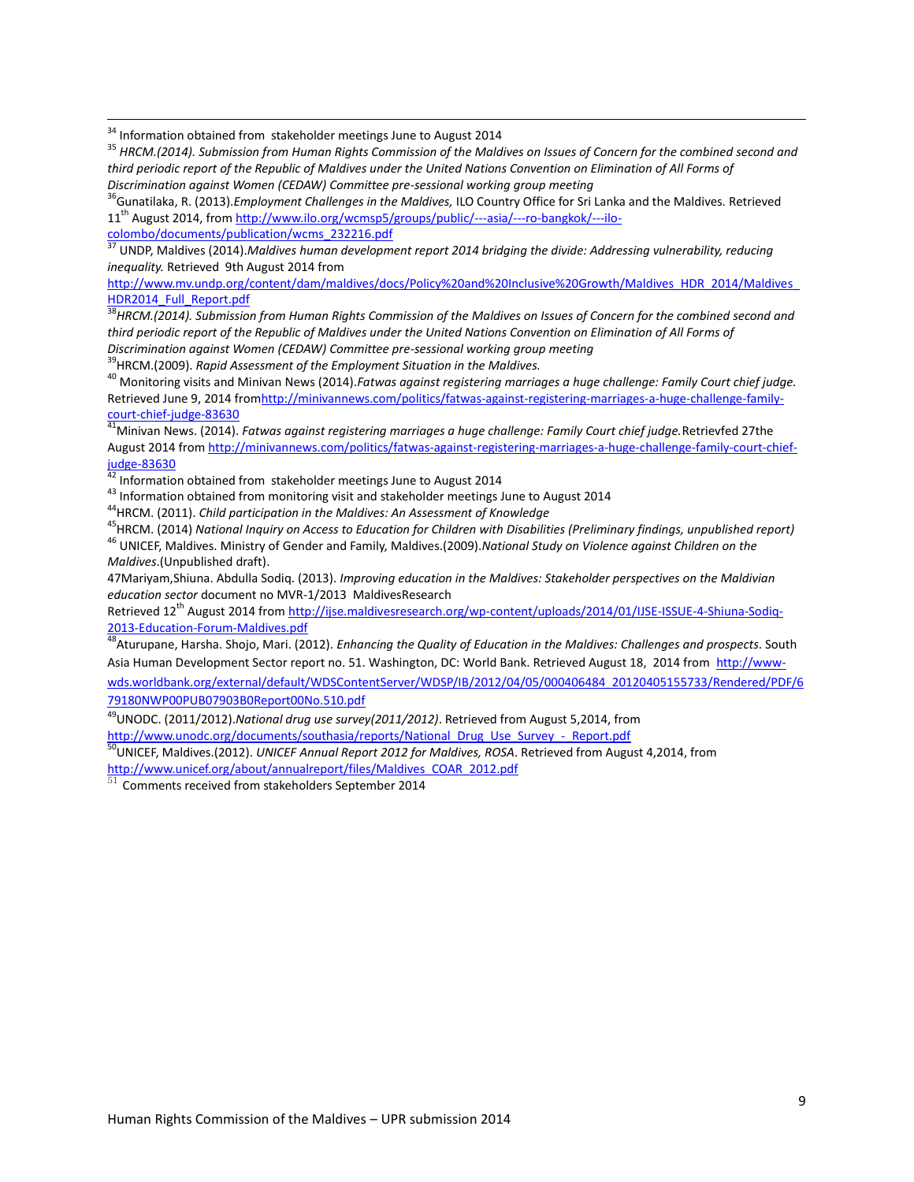[34] Information obtained from stakeholder meetings June to August 2014

[35] *HRCM.(2014). Submission from Human Rights Commission of the Maldives on Issues of Concern for the combined second and third periodic report of the Republic of Maldives under the United Nations Convention on Elimination of All Forms of Discrimination against Women (CEDAW) Committee pre-sessional working group meeting*

[36] Gunatilaka, R. (2013).*Employment Challenges in the Maldives,* ILO Country Office for Sri Lanka and the Maldives. Retrieved 11th August 2014, from http://www.ilo.org/wcmsp5/groups/public/---asia/---ro-bangkok/---ilo-colombo/documents/publication/wcms_232216.pdf

[37] UNDP, Maldives (2014).*Maldives human development report 2014 bridging the divide: Addressing vulnerability, reducing inequality.* Retrieved 9th August 2014 from http://www.mv.undp.org/content/dam/maldives/docs/Policy%20and%20Inclusive%20Growth/Maldives_HDR_2014/Maldives_HDR2014_Full_Report.pdf

[38] *HRCM.(2014). Submission from Human Rights Commission of the Maldives on Issues of Concern for the combined second and third periodic report of the Republic of Maldives under the United Nations Convention on Elimination of All Forms of Discrimination against Women (CEDAW) Committee pre-sessional working group meeting*

[39] HRCM.(2009). *Rapid Assessment of the Employment Situation in the Maldives.*

[40] Monitoring visits and Minivan News (2014).*Fatwas against registering marriages a huge challenge: Family Court chief judge.* Retrieved June 9, 2014 fromhttp://minivannews.com/politics/fatwas-against-registering-marriages-a-huge-challenge-family-court-chief-judge-83630

[41] Minivan News. (2014). *Fatwas against registering marriages a huge challenge: Family Court chief judge.*Retrievfed 27the August 2014 from http://minivannews.com/politics/fatwas-against-registering-marriages-a-huge-challenge-family-court-chief-judge-83630

[42] Information obtained from stakeholder meetings June to August 2014

[43] Information obtained from monitoring visit and stakeholder meetings June to August 2014

[44] HRCM. (2011). *Child participation in the Maldives: An Assessment of Knowledge*

[45] HRCM. (2014) *National Inquiry on Access to Education for Children with Disabilities (Preliminary findings, unpublished report)*

[46] UNICEF, Maldives. Ministry of Gender and Family, Maldives.(2009).*National Study on Violence against Children on the Maldives*.(Unpublished draft).

47Mariyam,Shiuna. Abdulla Sodiq. (2013). *Improving education in the Maldives: Stakeholder perspectives on the Maldivian education sector* document no MVR-1/2013 MaldivesResearch Retrieved 12th August 2014 from http://ijse.maldivesresearch.org/wp-content/uploads/2014/01/IJSE-ISSUE-4-Shiuna-Sodiq-2013-Education-Forum-Maldives.pdf

[48] Aturupane, Harsha. Shojo, Mari. (2012). *Enhancing the Quality of Education in the Maldives: Challenges and prospects*. South Asia Human Development Sector report no. 51. Washington, DC: World Bank. Retrieved August 18, 2014 from http://www-wds.worldbank.org/external/default/WDSContentServer/WDSP/IB/2012/04/05/000406484_20120405155733/Rendered/PDF/679180NWP00PUB07903B0Report00No.510.pdf

[49] UNODC. (2011/2012).*National drug use survey(2011/2012)*. Retrieved from August 5,2014, from http://www.unodc.org/documents/southasia/reports/National_Drug_Use_Survey_-_Report.pdf

[50] UNICEF, Maldives.(2012). *UNICEF Annual Report 2012 for Maldives, ROSA*. Retrieved from August 4,2014, from http://www.unicef.org/about/annualreport/files/Maldives_COAR_2012.pdf

[51] Comments received from stakeholders September 2014